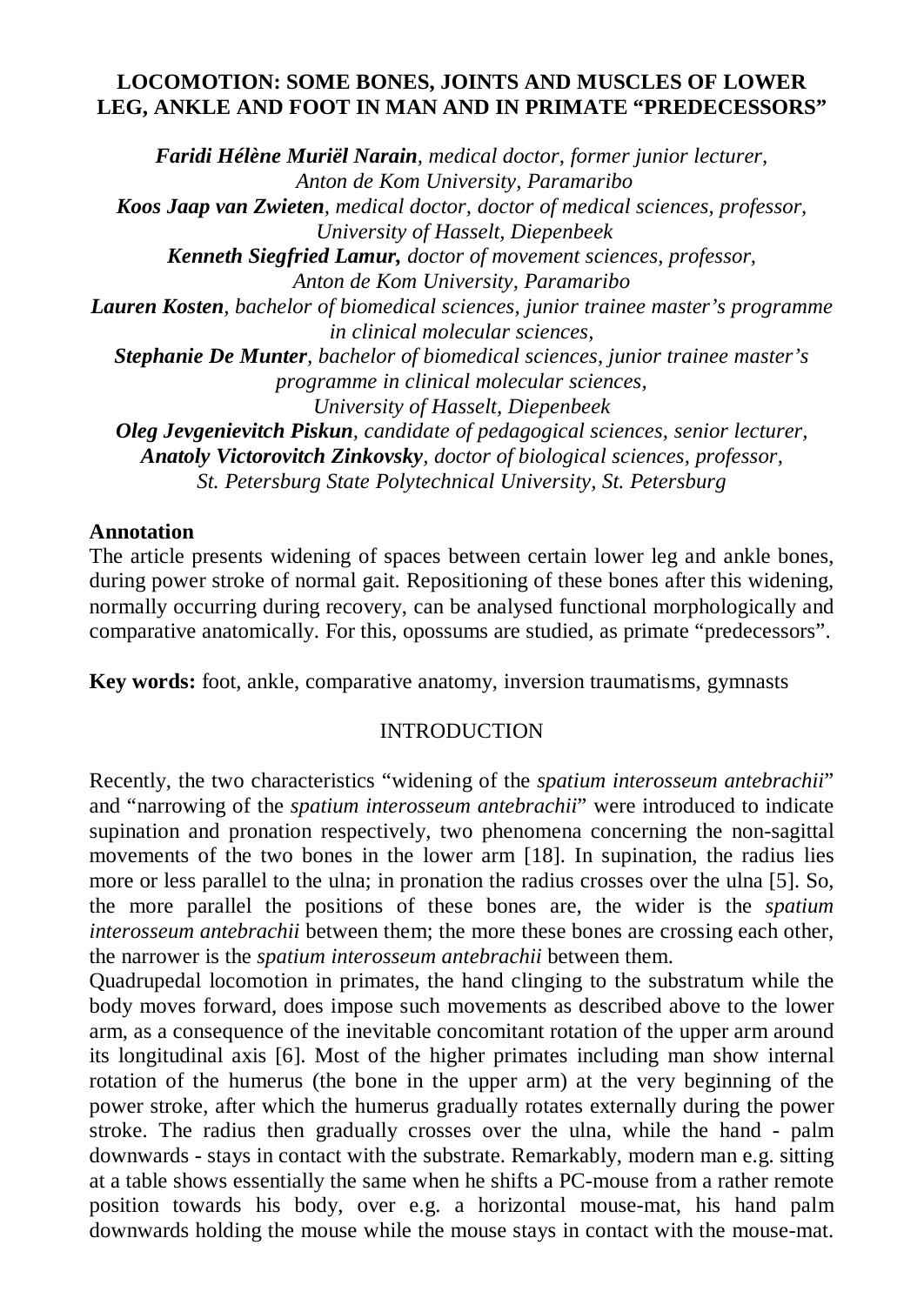# LOCOMOTION: SOME BONES, JOINTS AND MUSCLES OF LOWER LEG, ANKLE AND FOOT IN MAN AND IN PRIMATE "PREDECESSORS"

***Faridi Hélène Muriël Narain**, medical doctor, former junior lecturer, Anton de Kom University, Paramaribo*

***Koos Jaap van Zwieten**, medical doctor, doctor of medical sciences, professor, University of Hasselt, Diepenbeek*

***Kenneth Siegfried Lamur,** doctor of movement sciences, professor, Anton de Kom University, Paramaribo*

***Lauren Kosten**, bachelor of biomedical sciences, junior trainee master's programme in clinical molecular sciences,*

***Stephanie De Munter**, bachelor of biomedical sciences, junior trainee master's programme in clinical molecular sciences, University of Hasselt, Diepenbeek*

***Oleg Jevgenievitch Piskun**, candidate of pedagogical sciences, senior lecturer,*

***Anatoly Victorovitch Zinkovsky**, doctor of biological sciences, professor, St. Petersburg State Polytechnical University, St. Petersburg*

**Annotation**

The article presents widening of spaces between certain lower leg and ankle bones, during power stroke of normal gait. Repositioning of these bones after this widening, normally occurring during recovery, can be analysed functional morphologically and comparative anatomically. For this, opossums are studied, as primate "predecessors".

**Key words:** foot, ankle, comparative anatomy, inversion traumatisms, gymnasts

## INTRODUCTION

Recently, the two characteristics "widening of the *spatium interosseum antebrachii*" and "narrowing of the *spatium interosseum antebrachii*" were introduced to indicate supination and pronation respectively, two phenomena concerning the non-sagittal movements of the two bones in the lower arm [18]. In supination, the radius lies more or less parallel to the ulna; in pronation the radius crosses over the ulna [5]. So, the more parallel the positions of these bones are, the wider is the *spatium interosseum antebrachii* between them; the more these bones are crossing each other, the narrower is the *spatium interosseum antebrachii* between them.

Quadrupedal locomotion in primates, the hand clinging to the substratum while the body moves forward, does impose such movements as described above to the lower arm, as a consequence of the inevitable concomitant rotation of the upper arm around its longitudinal axis [6]. Most of the higher primates including man show internal rotation of the humerus (the bone in the upper arm) at the very beginning of the power stroke, after which the humerus gradually rotates externally during the power stroke. The radius then gradually crosses over the ulna, while the hand - palm downwards - stays in contact with the substrate. Remarkably, modern man e.g. sitting at a table shows essentially the same when he shifts a PC-mouse from a rather remote position towards his body, over e.g. a horizontal mouse-mat, his hand palm downwards holding the mouse while the mouse stays in contact with the mouse-mat.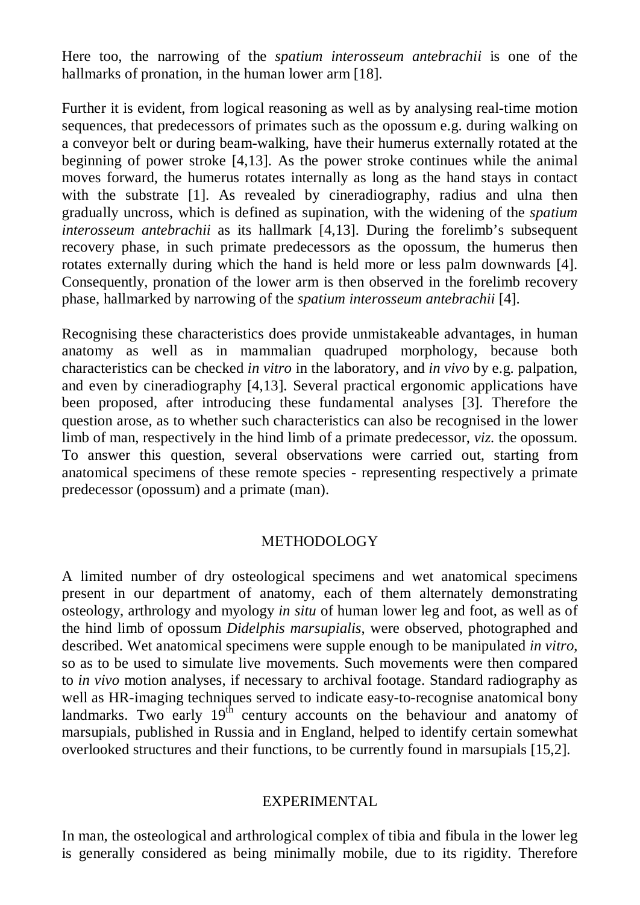Here too, the narrowing of the *spatium interosseum antebrachii* is one of the hallmarks of pronation, in the human lower arm [18].

Further it is evident, from logical reasoning as well as by analysing real-time motion sequences, that predecessors of primates such as the opossum e.g. during walking on a conveyor belt or during beam-walking, have their humerus externally rotated at the beginning of power stroke [4,13]. As the power stroke continues while the animal moves forward, the humerus rotates internally as long as the hand stays in contact with the substrate [1]. As revealed by cineradiography, radius and ulna then gradually uncross, which is defined as supination, with the widening of the *spatium interosseum antebrachii* as its hallmark [4,13]. During the forelimb's subsequent recovery phase, in such primate predecessors as the opossum, the humerus then rotates externally during which the hand is held more or less palm downwards [4]. Consequently, pronation of the lower arm is then observed in the forelimb recovery phase, hallmarked by narrowing of the *spatium interosseum antebrachii* [4].

Recognising these characteristics does provide unmistakeable advantages, in human anatomy as well as in mammalian quadruped morphology, because both characteristics can be checked *in vitro* in the laboratory, and *in vivo* by e.g. palpation, and even by cineradiography [4,13]. Several practical ergonomic applications have been proposed, after introducing these fundamental analyses [3]. Therefore the question arose, as to whether such characteristics can also be recognised in the lower limb of man, respectively in the hind limb of a primate predecessor, *viz.* the opossum. To answer this question, several observations were carried out, starting from anatomical specimens of these remote species - representing respectively a primate predecessor (opossum) and a primate (man).

## METHODOLOGY

A limited number of dry osteological specimens and wet anatomical specimens present in our department of anatomy, each of them alternately demonstrating osteology, arthrology and myology *in situ* of human lower leg and foot, as well as of the hind limb of opossum *Didelphis marsupialis*, were observed, photographed and described. Wet anatomical specimens were supple enough to be manipulated *in vitro*, so as to be used to simulate live movements. Such movements were then compared to *in vivo* motion analyses, if necessary to archival footage. Standard radiography as well as HR-imaging techniques served to indicate easy-to-recognise anatomical bony landmarks. Two early 19th century accounts on the behaviour and anatomy of marsupials, published in Russia and in England, helped to identify certain somewhat overlooked structures and their functions, to be currently found in marsupials [15,2].

## EXPERIMENTAL

In man, the osteological and arthrological complex of tibia and fibula in the lower leg is generally considered as being minimally mobile, due to its rigidity. Therefore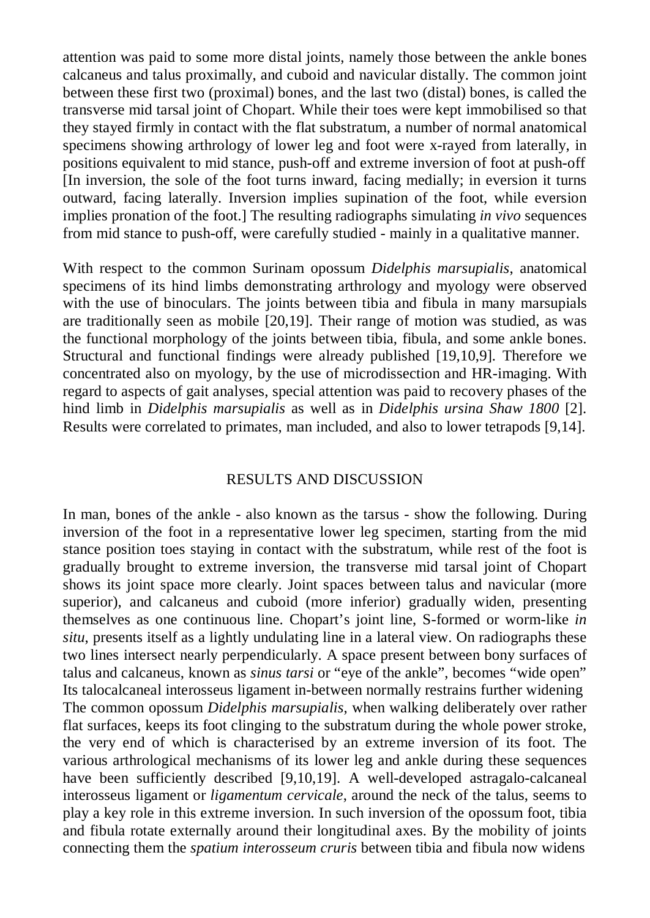attention was paid to some more distal joints, namely those between the ankle bones calcaneus and talus proximally, and cuboid and navicular distally. The common joint between these first two (proximal) bones, and the last two (distal) bones, is called the transverse mid tarsal joint of Chopart. While their toes were kept immobilised so that they stayed firmly in contact with the flat substratum, a number of normal anatomical specimens showing arthrology of lower leg and foot were x-rayed from laterally, in positions equivalent to mid stance, push-off and extreme inversion of foot at push-off [In inversion, the sole of the foot turns inward, facing medially; in eversion it turns outward, facing laterally. Inversion implies supination of the foot, while eversion implies pronation of the foot.] The resulting radiographs simulating *in vivo* sequences from mid stance to push-off, were carefully studied - mainly in a qualitative manner.

With respect to the common Surinam opossum *Didelphis marsupialis*, anatomical specimens of its hind limbs demonstrating arthrology and myology were observed with the use of binoculars. The joints between tibia and fibula in many marsupials are traditionally seen as mobile [20,19]. Their range of motion was studied, as was the functional morphology of the joints between tibia, fibula, and some ankle bones. Structural and functional findings were already published [19,10,9]. Therefore we concentrated also on myology, by the use of microdissection and HR-imaging. With regard to aspects of gait analyses, special attention was paid to recovery phases of the hind limb in *Didelphis marsupialis* as well as in *Didelphis ursina Shaw 1800* [2]. Results were correlated to primates, man included, and also to lower tetrapods [9,14].

## RESULTS AND DISCUSSION

In man, bones of the ankle - also known as the tarsus - show the following. During inversion of the foot in a representative lower leg specimen, starting from the mid stance position toes staying in contact with the substratum, while rest of the foot is gradually brought to extreme inversion, the transverse mid tarsal joint of Chopart shows its joint space more clearly. Joint spaces between talus and navicular (more superior), and calcaneus and cuboid (more inferior) gradually widen, presenting themselves as one continuous line. Chopart's joint line, S-formed or worm-like *in situ*, presents itself as a lightly undulating line in a lateral view. On radiographs these two lines intersect nearly perpendicularly. A space present between bony surfaces of talus and calcaneus, known as *sinus tarsi* or "eye of the ankle", becomes "wide open" Its talocalcaneal interosseus ligament in-between normally restrains further widening The common opossum *Didelphis marsupialis*, when walking deliberately over rather flat surfaces, keeps its foot clinging to the substratum during the whole power stroke, the very end of which is characterised by an extreme inversion of its foot. The various arthrological mechanisms of its lower leg and ankle during these sequences have been sufficiently described [9,10,19]. A well-developed astragalo-calcaneal interosseus ligament or *ligamentum cervicale*, around the neck of the talus, seems to play a key role in this extreme inversion. In such inversion of the opossum foot, tibia and fibula rotate externally around their longitudinal axes. By the mobility of joints connecting them the *spatium interosseum cruris* between tibia and fibula now widens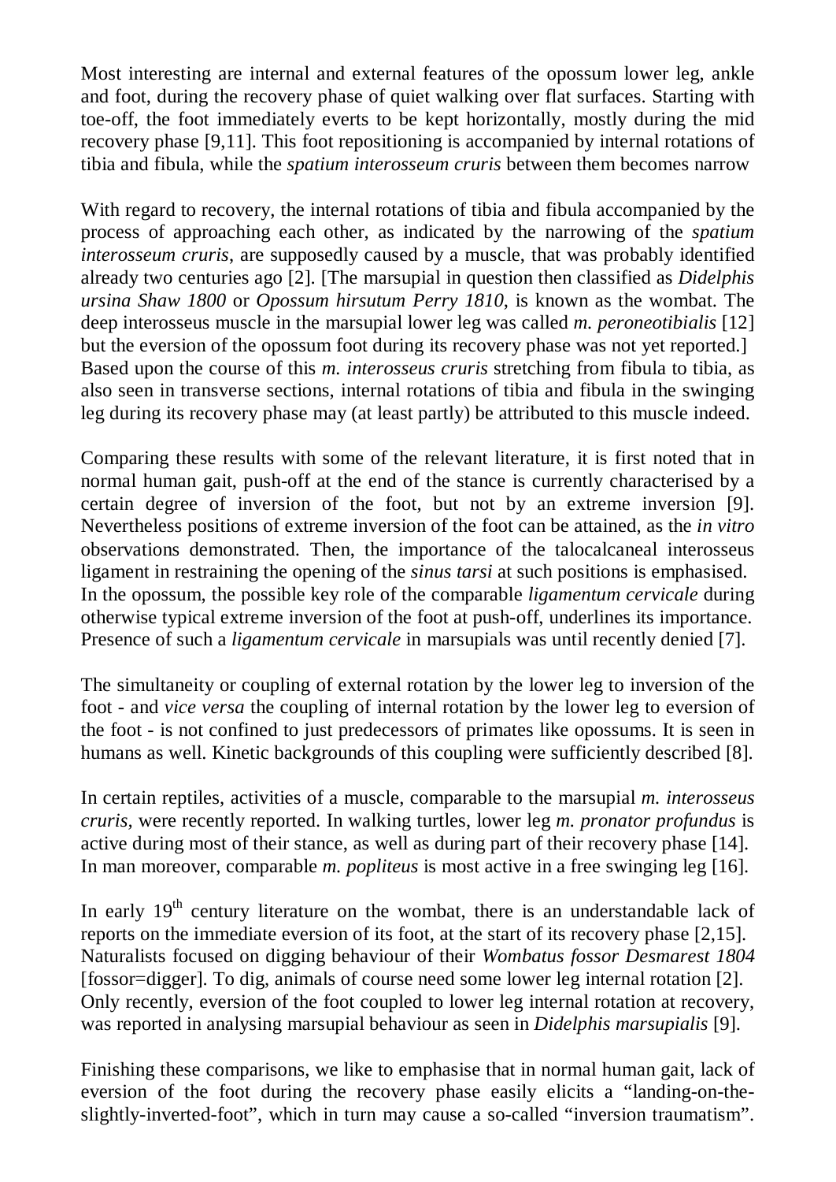Most interesting are internal and external features of the opossum lower leg, ankle and foot, during the recovery phase of quiet walking over flat surfaces. Starting with toe-off, the foot immediately everts to be kept horizontally, mostly during the mid recovery phase [9,11]. This foot repositioning is accompanied by internal rotations of tibia and fibula, while the *spatium interosseum cruris* between them becomes narrow

With regard to recovery, the internal rotations of tibia and fibula accompanied by the process of approaching each other, as indicated by the narrowing of the *spatium interosseum cruris*, are supposedly caused by a muscle, that was probably identified already two centuries ago [2]. [The marsupial in question then classified as *Didelphis ursina Shaw 1800* or *Opossum hirsutum Perry 1810*, is known as the wombat. The deep interosseus muscle in the marsupial lower leg was called *m. peroneotibialis* [12] but the eversion of the opossum foot during its recovery phase was not yet reported.] Based upon the course of this *m. interosseus cruris* stretching from fibula to tibia, as also seen in transverse sections, internal rotations of tibia and fibula in the swinging leg during its recovery phase may (at least partly) be attributed to this muscle indeed.

Comparing these results with some of the relevant literature, it is first noted that in normal human gait, push-off at the end of the stance is currently characterised by a certain degree of inversion of the foot, but not by an extreme inversion [9]. Nevertheless positions of extreme inversion of the foot can be attained, as the *in vitro* observations demonstrated. Then, the importance of the talocalcaneal interosseus ligament in restraining the opening of the *sinus tarsi* at such positions is emphasised. In the opossum, the possible key role of the comparable *ligamentum cervicale* during otherwise typical extreme inversion of the foot at push-off, underlines its importance. Presence of such a *ligamentum cervicale* in marsupials was until recently denied [7].

The simultaneity or coupling of external rotation by the lower leg to inversion of the foot - and *vice versa* the coupling of internal rotation by the lower leg to eversion of the foot - is not confined to just predecessors of primates like opossums. It is seen in humans as well. Kinetic backgrounds of this coupling were sufficiently described [8].

In certain reptiles, activities of a muscle, comparable to the marsupial *m. interosseus cruris*, were recently reported. In walking turtles, lower leg *m. pronator profundus* is active during most of their stance, as well as during part of their recovery phase [14]. In man moreover, comparable *m. popliteus* is most active in a free swinging leg [16].

In early 19th century literature on the wombat, there is an understandable lack of reports on the immediate eversion of its foot, at the start of its recovery phase [2,15]. Naturalists focused on digging behaviour of their *Wombatus fossor Desmarest 1804* [fossor=digger]. To dig, animals of course need some lower leg internal rotation [2]. Only recently, eversion of the foot coupled to lower leg internal rotation at recovery, was reported in analysing marsupial behaviour as seen in *Didelphis marsupialis* [9].

Finishing these comparisons, we like to emphasise that in normal human gait, lack of eversion of the foot during the recovery phase easily elicits a "landing-on-the-slightly-inverted-foot", which in turn may cause a so-called "inversion traumatism".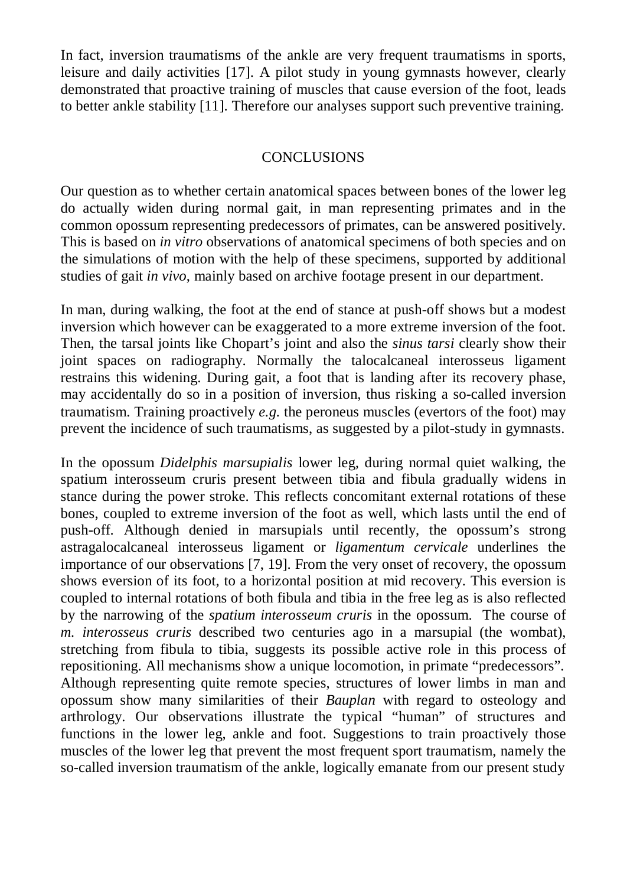In fact, inversion traumatisms of the ankle are very frequent traumatisms in sports, leisure and daily activities [17]. A pilot study in young gymnasts however, clearly demonstrated that proactive training of muscles that cause eversion of the foot, leads to better ankle stability [11]. Therefore our analyses support such preventive training.

## CONCLUSIONS

Our question as to whether certain anatomical spaces between bones of the lower leg do actually widen during normal gait, in man representing primates and in the common opossum representing predecessors of primates, can be answered positively. This is based on *in vitro* observations of anatomical specimens of both species and on the simulations of motion with the help of these specimens, supported by additional studies of gait *in vivo*, mainly based on archive footage present in our department.

In man, during walking, the foot at the end of stance at push-off shows but a modest inversion which however can be exaggerated to a more extreme inversion of the foot. Then, the tarsal joints like Chopart's joint and also the *sinus tarsi* clearly show their joint spaces on radiography. Normally the talocalcaneal interosseus ligament restrains this widening. During gait, a foot that is landing after its recovery phase, may accidentally do so in a position of inversion, thus risking a so-called inversion traumatism. Training proactively *e.g.* the peroneus muscles (evertors of the foot) may prevent the incidence of such traumatisms, as suggested by a pilot-study in gymnasts.

In the opossum *Didelphis marsupialis* lower leg, during normal quiet walking, the spatium interosseum cruris present between tibia and fibula gradually widens in stance during the power stroke. This reflects concomitant external rotations of these bones, coupled to extreme inversion of the foot as well, which lasts until the end of push-off. Although denied in marsupials until recently, the opossum's strong astragalocalcaneal interosseus ligament or *ligamentum cervicale* underlines the importance of our observations [7, 19]. From the very onset of recovery, the opossum shows eversion of its foot, to a horizontal position at mid recovery. This eversion is coupled to internal rotations of both fibula and tibia in the free leg as is also reflected by the narrowing of the *spatium interosseum cruris* in the opossum. The course of *m. interosseus cruris* described two centuries ago in a marsupial (the wombat), stretching from fibula to tibia, suggests its possible active role in this process of repositioning. All mechanisms show a unique locomotion, in primate "predecessors". Although representing quite remote species, structures of lower limbs in man and opossum show many similarities of their *Bauplan* with regard to osteology and arthrology. Our observations illustrate the typical "human" of structures and functions in the lower leg, ankle and foot. Suggestions to train proactively those muscles of the lower leg that prevent the most frequent sport traumatism, namely the so-called inversion traumatism of the ankle, logically emanate from our present study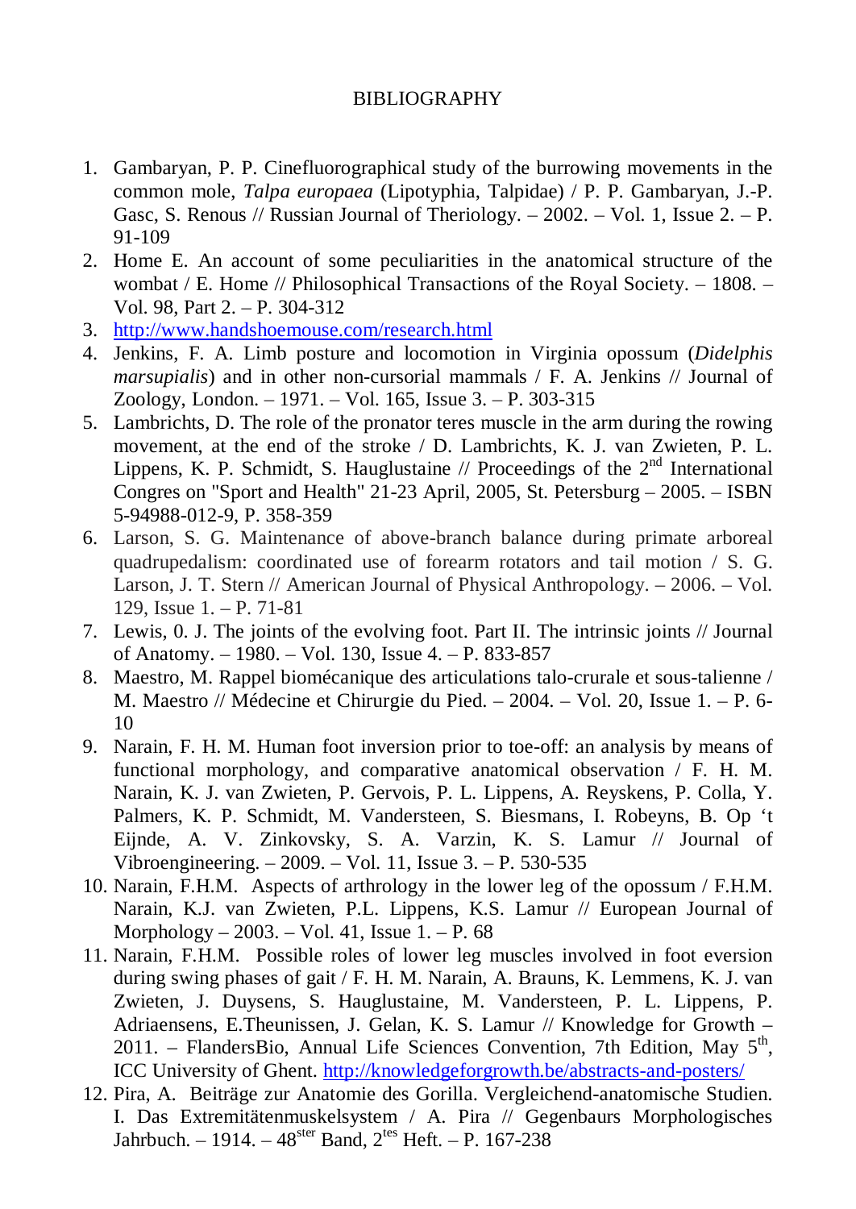# BIBLIOGRAPHY

1. Gambaryan, P. P. Cinefluorographical study of the burrowing movements in the common mole, *Talpa europaea* (Lipotyphia, Talpidae) / P. P. Gambaryan, J.-P. Gasc, S. Renous // Russian Journal of Theriology. – 2002. – Vol. 1, Issue 2. – P. 91-109
2. Home E. An account of some peculiarities in the anatomical structure of the wombat / E. Home // Philosophical Transactions of the Royal Society. – 1808. – Vol. 98, Part 2. – P. 304-312
3. [http://www.handshoemouse.com/research.html](http://www.handshoemouse.com/research.html)
4. Jenkins, F. A. Limb posture and locomotion in Virginia opossum (*Didelphis marsupialis*) and in other non-cursorial mammals / F. A. Jenkins // Journal of Zoology, London. – 1971. – Vol. 165, Issue 3. – P. 303-315
5. Lambrichts, D. The role of the pronator teres muscle in the arm during the rowing movement, at the end of the stroke / D. Lambrichts, K. J. van Zwieten, P. L. Lippens, K. P. Schmidt, S. Hauglustaine // Proceedings of the 2nd International Congres on "Sport and Health" 21-23 April, 2005, St. Petersburg – 2005. – ISBN 5-94988-012-9, P. 358-359
6. Larson, S. G. Maintenance of above-branch balance during primate arboreal quadrupedalism: coordinated use of forearm rotators and tail motion / S. G. Larson, J. T. Stern // American Journal of Physical Anthropology. – 2006. – Vol. 129, Issue 1. – P. 71-81
7. Lewis, 0. J. The joints of the evolving foot. Part II. The intrinsic joints // Journal of Anatomy. – 1980. – Vol. 130, Issue 4. – P. 833-857
8. Maestro, M. Rappel biomécanique des articulations talo-crurale et sous-talienne / M. Maestro // Médecine et Chirurgie du Pied. – 2004. – Vol. 20, Issue 1. – P. 6-10
9. Narain, F. H. M. Human foot inversion prior to toe-off: an analysis by means of functional morphology, and comparative anatomical observation / F. H. M. Narain, K. J. van Zwieten, P. Gervois, P. L. Lippens, A. Reyskens, P. Colla, Y. Palmers, K. P. Schmidt, M. Vandersteen, S. Biesmans, I. Robeyns, B. Op 't Eijnde, A. V. Zinkovsky, S. A. Varzin, K. S. Lamur // Journal of Vibroengineering. – 2009. – Vol. 11, Issue 3. – P. 530-535
10. Narain, F.H.M. Aspects of arthrology in the lower leg of the opossum / F.H.M. Narain, K.J. van Zwieten, P.L. Lippens, K.S. Lamur // European Journal of Morphology – 2003. – Vol. 41, Issue 1. – P. 68
11. Narain, F.H.M. Possible roles of lower leg muscles involved in foot eversion during swing phases of gait / F. H. M. Narain, A. Brauns, K. Lemmens, K. J. van Zwieten, J. Duysens, S. Hauglustaine, M. Vandersteen, P. L. Lippens, P. Adriaensens, E.Theunissen, J. Gelan, K. S. Lamur // Knowledge for Growth – 2011. – FlandersBio, Annual Life Sciences Convention, 7th Edition, May 5th, ICC University of Ghent. [http://knowledgeforgrowth.be/abstracts-and-posters/](http://knowledgeforgrowth.be/abstracts-and-posters/)
12. Pira, A. Beiträge zur Anatomie des Gorilla. Vergleichend-anatomische Studien. I. Das Extremitätenmuskelsystem / A. Pira // Gegenbaurs Morphologisches Jahrbuch. – 1914. – 48ster Band, 2tes Heft. – P. 167-238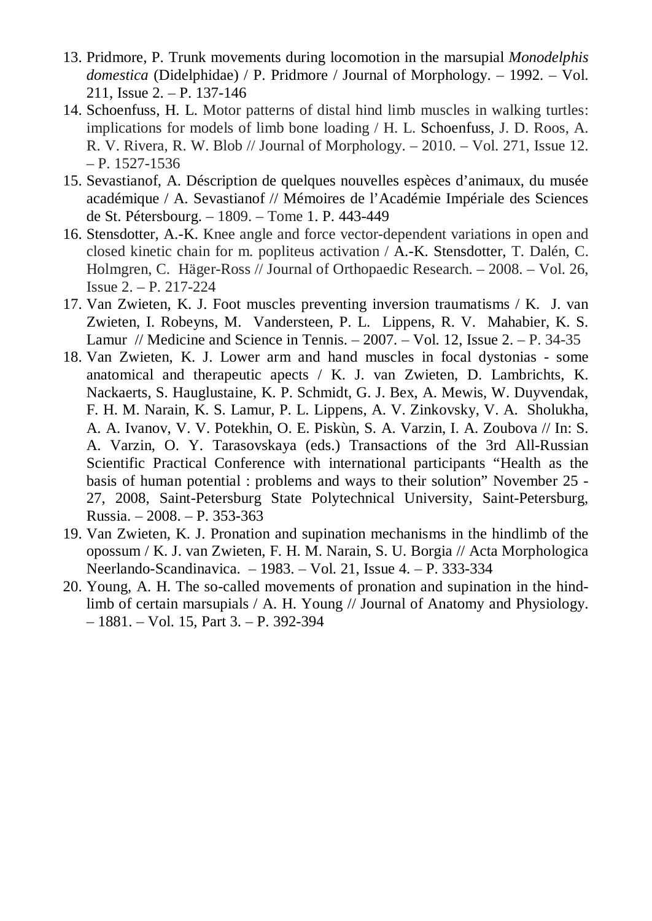13. Pridmore, P. Trunk movements during locomotion in the marsupial *Monodelphis domestica* (Didelphidae) / P. Pridmore / Journal of Morphology. – 1992. – Vol. 211, Issue 2. – P. 137-146
14. Schoenfuss, H. L. Motor patterns of distal hind limb muscles in walking turtles: implications for models of limb bone loading / H. L. Schoenfuss, J. D. Roos, A. R. V. Rivera, R. W. Blob // Journal of Morphology. – 2010. – Vol. 271, Issue 12. – P. 1527-1536
15. Sevastianof, A. Déscription de quelques nouvelles espèces d'animaux, du musée académique / A. Sevastianof // Mémoires de l'Académie Impériale des Sciences de St. Pétersbourg. – 1809. – Tome 1. P. 443-449
16. Stensdotter, A.-K. Knee angle and force vector-dependent variations in open and closed kinetic chain for m. popliteus activation / A.-K. Stensdotter, T. Dalén, C. Holmgren, C. Häger-Ross // Journal of Orthopaedic Research. – 2008. – Vol. 26, Issue 2. – P. 217-224
17. Van Zwieten, K. J. Foot muscles preventing inversion traumatisms / K. J. van Zwieten, I. Robeyns, M. Vandersteen, P. L. Lippens, R. V. Mahabier, K. S. Lamur // Medicine and Science in Tennis. – 2007. – Vol. 12, Issue 2. – P. 34-35
18. Van Zwieten, K. J. Lower arm and hand muscles in focal dystonias - some anatomical and therapeutic apects / K. J. van Zwieten, D. Lambrichts, K. Nackaerts, S. Hauglustaine, K. P. Schmidt, G. J. Bex, A. Mewis, W. Duyvendak, F. H. M. Narain, K. S. Lamur, P. L. Lippens, A. V. Zinkovsky, V. A. Sholukha, A. A. Ivanov, V. V. Potekhin, O. E. Piskùn, S. A. Varzin, I. A. Zoubova // In: S. A. Varzin, O. Y. Tarasovskaya (eds.) Transactions of the 3rd All-Russian Scientific Practical Conference with international participants "Health as the basis of human potential : problems and ways to their solution" November 25 - 27, 2008, Saint-Petersburg State Polytechnical University, Saint-Petersburg, Russia. – 2008. – P. 353-363
19. Van Zwieten, K. J. Pronation and supination mechanisms in the hindlimb of the opossum / K. J. van Zwieten, F. H. M. Narain, S. U. Borgia // Acta Morphologica Neerlando-Scandinavica. – 1983. – Vol. 21, Issue 4. – P. 333-334
20. Young, A. H. The so-called movements of pronation and supination in the hind-limb of certain marsupials / A. H. Young // Journal of Anatomy and Physiology. – 1881. – Vol. 15, Part 3. – P. 392-394